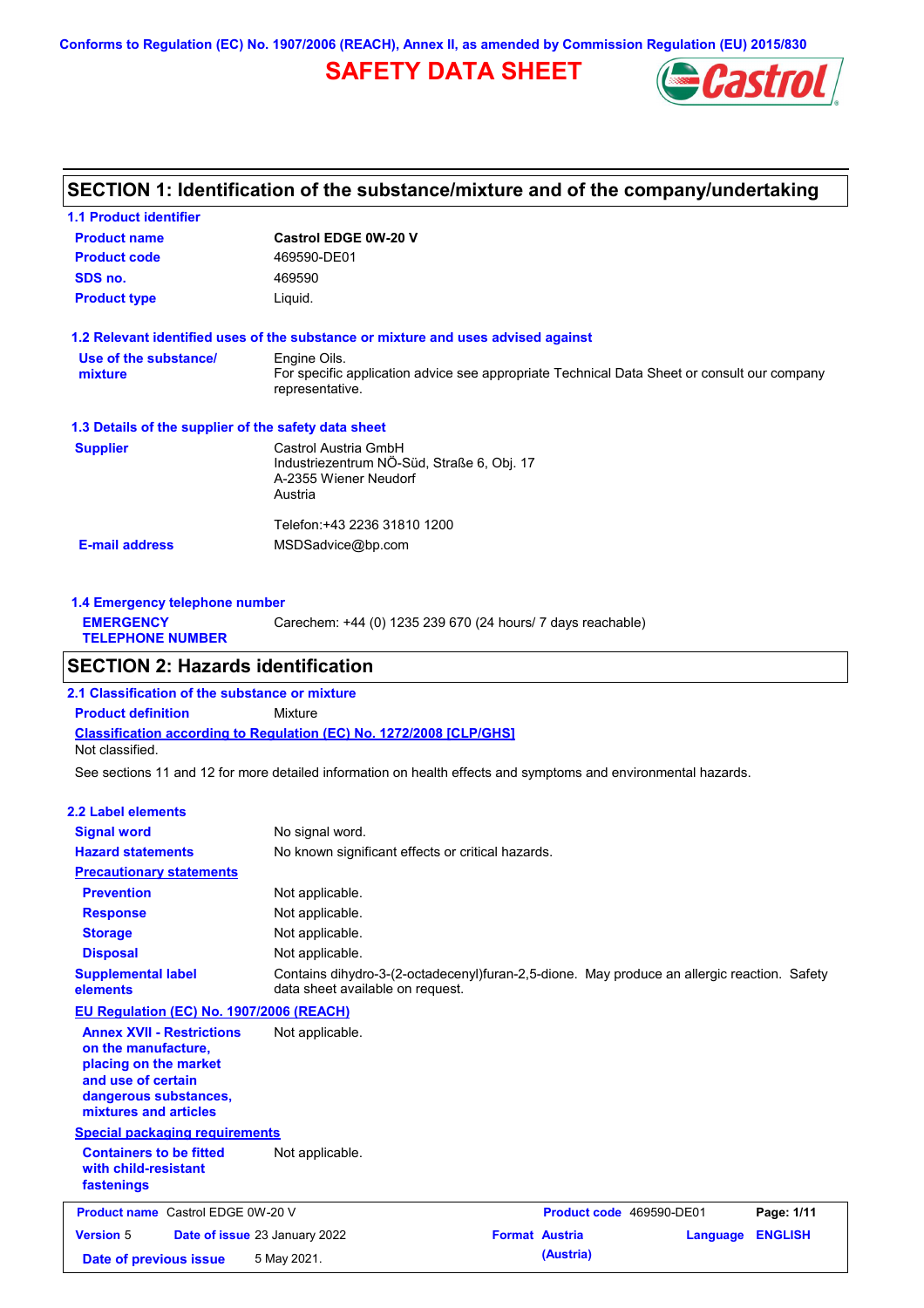Conforms to Regulation (EC) No. 1907/2006 (REACH), Annex II, as amended by Commission Regulation (EU) 2015/830

# SAFETY DATA SHEET

## SECTION 1: Identification of the substance/mixture and of the company/undertaking

### 1.1 Product identifier

| | |
|---|---|
| **Product name** | **Castrol EDGE 0W-20 V** |
| **Product code** | 469590-DE01 |
| **SDS no.** | 469590 |
| **Product type** | Liquid. |

### 1.2 Relevant identified uses of the substance or mixture and uses advised against

| | |
|---|---|
| **Use of the substance/ mixture** | Engine Oils. For specific application advice see appropriate Technical Data Sheet or consult our company representative. |

### 1.3 Details of the supplier of the safety data sheet

| | |
|---|---|
| **Supplier** | Castrol Austria GmbH<br>Industriezentrum NÖ-Süd, Straße 6, Obj. 17<br>A-2355 Wiener Neudorf<br>Austria<br><br>Telefon:+43 2236 31810 1200 |
| **E-mail address** | MSDSadvice@bp.com |

### 1.4 Emergency telephone number

| | |
|---|---|
| **EMERGENCY TELEPHONE NUMBER** | Carechem: +44 (0) 1235 239 670 (24 hours/ 7 days reachable) |

## SECTION 2: Hazards identification

### 2.1 Classification of the substance or mixture

**Product definition** Mixture

**Classification according to Regulation (EC) No. 1272/2008 [CLP/GHS]**

Not classified.

See sections 11 and 12 for more detailed information on health effects and symptoms and environmental hazards.

### 2.2 Label elements

| | |
|---|---|
| **Signal word** | No signal word. |
| **Hazard statements** | No known significant effects or critical hazards. |
| **Precautionary statements** | |
| **Prevention** | Not applicable. |
| **Response** | Not applicable. |
| **Storage** | Not applicable. |
| **Disposal** | Not applicable. |
| **Supplemental label elements** | Contains dihydro-3-(2-octadecenyl)furan-2,5-dione. May produce an allergic reaction. Safety data sheet available on request. |

**EU Regulation (EC) No. 1907/2006 (REACH)**

| | |
|---|---|
| **Annex XVII - Restrictions on the manufacture, placing on the market and use of certain dangerous substances, mixtures and articles** | Not applicable. |

**Special packaging requirements**

| | |
|---|---|
| **Containers to be fitted with child-resistant fastenings** | Not applicable. |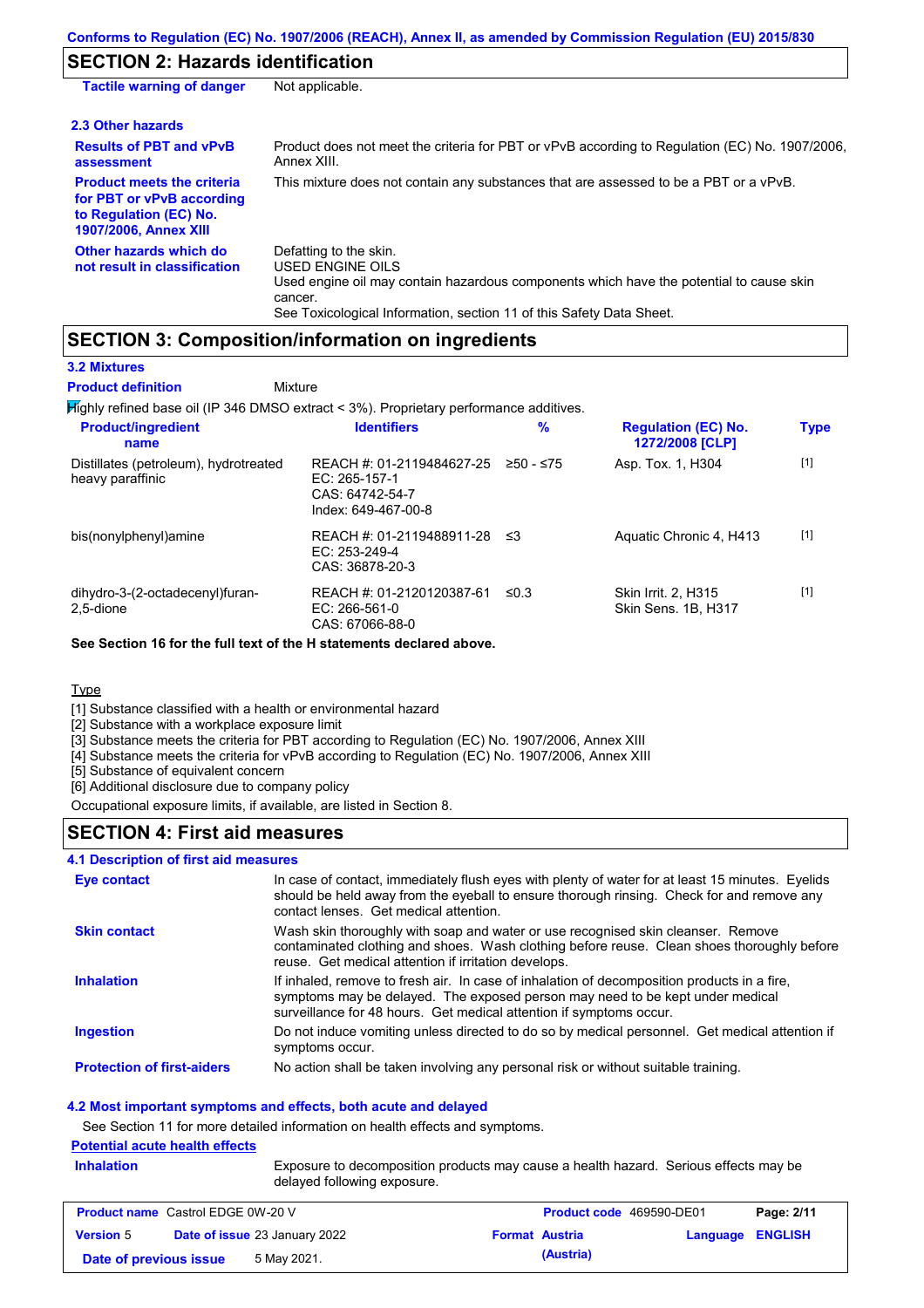Conforms to Regulation (EC) No. 1907/2006 (REACH), Annex II, as amended by Commission Regulation (EU) 2015/830

## SECTION 2: Hazards identification

| | |
|---|---|
| **Tactile warning of danger** | Not applicable. |

### 2.3 Other hazards

| | |
|---|---|
| **Results of PBT and vPvB assessment** | Product does not meet the criteria for PBT or vPvB according to Regulation (EC) No. 1907/2006, Annex XIII. |
| **Product meets the criteria for PBT or vPvB according to Regulation (EC) No. 1907/2006, Annex XIII** | This mixture does not contain any substances that are assessed to be a PBT or a vPvB. |
| **Other hazards which do not result in classification** | Defatting to the skin.<br>USED ENGINE OILS<br>Used engine oil may contain hazardous components which have the potential to cause skin cancer.<br>See Toxicological Information, section 11 of this Safety Data Sheet. |

## SECTION 3: Composition/information on ingredients

### 3.2 Mixtures

**Product definition** Mixture

Highly refined base oil (IP 346 DMSO extract < 3%). Proprietary performance additives.

| Product/ingredient name | Identifiers | % | Regulation (EC) No. 1272/2008 [CLP] | Type |
|---|---|---|---|---|
| Distillates (petroleum), hydrotreated heavy paraffinic | REACH #: 01-2119484627-25<br>EC: 265-157-1<br>CAS: 64742-54-7<br>Index: 649-467-00-8 | ≥50 - ≤75 | Asp. Tox. 1, H304 | [1] |
| bis(nonylphenyl)amine | REACH #: 01-2119488911-28<br>EC: 253-249-4<br>CAS: 36878-20-3 | ≤3 | Aquatic Chronic 4, H413 | [1] |
| dihydro-3-(2-octadecenyl)furan-2,5-dione | REACH #: 01-2120120387-61<br>EC: 266-561-0<br>CAS: 67066-88-0 | ≤0.3 | Skin Irrit. 2, H315<br>Skin Sens. 1B, H317 | [1] |

**See Section 16 for the full text of the H statements declared above.**

Type

[1] Substance classified with a health or environmental hazard
[2] Substance with a workplace exposure limit
[3] Substance meets the criteria for PBT according to Regulation (EC) No. 1907/2006, Annex XIII
[4] Substance meets the criteria for vPvB according to Regulation (EC) No. 1907/2006, Annex XIII
[5] Substance of equivalent concern
[6] Additional disclosure due to company policy

Occupational exposure limits, if available, are listed in Section 8.

## SECTION 4: First aid measures

### 4.1 Description of first aid measures

| | |
|---|---|
| **Eye contact** | In case of contact, immediately flush eyes with plenty of water for at least 15 minutes. Eyelids should be held away from the eyeball to ensure thorough rinsing. Check for and remove any contact lenses. Get medical attention. |
| **Skin contact** | Wash skin thoroughly with soap and water or use recognised skin cleanser. Remove contaminated clothing and shoes. Wash clothing before reuse. Clean shoes thoroughly before reuse. Get medical attention if irritation develops. |
| **Inhalation** | If inhaled, remove to fresh air. In case of inhalation of decomposition products in a fire, symptoms may be delayed. The exposed person may need to be kept under medical surveillance for 48 hours. Get medical attention if symptoms occur. |
| **Ingestion** | Do not induce vomiting unless directed to do so by medical personnel. Get medical attention if symptoms occur. |
| **Protection of first-aiders** | No action shall be taken involving any personal risk or without suitable training. |

### 4.2 Most important symptoms and effects, both acute and delayed

See Section 11 for more detailed information on health effects and symptoms.

**Potential acute health effects**

| | |
|---|---|
| **Inhalation** | Exposure to decomposition products may cause a health hazard. Serious effects may be delayed following exposure. |

| | | | |
|---|---|---|---|
| **Product name** Castrol EDGE 0W-20 V | | **Product code** 469590-DE01 | |
| **Version** 5 | **Date of issue** 23 January 2022 | **Format** Austria (Austria) | **Language** ENGLISH |
| **Date of previous issue** | 5 May 2021. | | |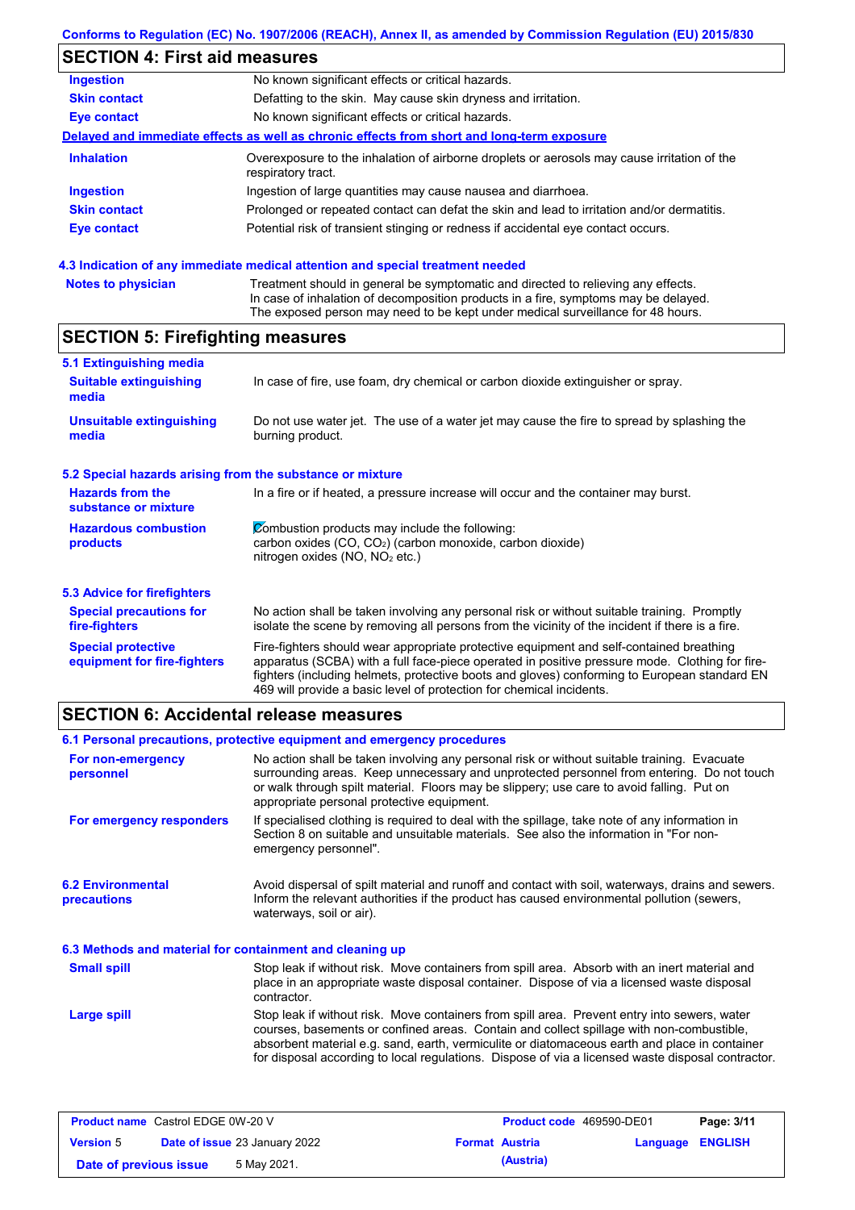## SECTION 4: First aid measures

| | |
|---|---|
| **Ingestion** | No known significant effects or critical hazards. |
| **Skin contact** | Defatting to the skin. May cause skin dryness and irritation. |
| **Eye contact** | No known significant effects or critical hazards. |

**Delayed and immediate effects as well as chronic effects from short and long-term exposure**

| | |
|---|---|
| **Inhalation** | Overexposure to the inhalation of airborne droplets or aerosols may cause irritation of the respiratory tract. |
| **Ingestion** | Ingestion of large quantities may cause nausea and diarrhoea. |
| **Skin contact** | Prolonged or repeated contact can defat the skin and lead to irritation and/or dermatitis. |
| **Eye contact** | Potential risk of transient stinging or redness if accidental eye contact occurs. |

### 4.3 Indication of any immediate medical attention and special treatment needed

| | |
|---|---|
| **Notes to physician** | Treatment should in general be symptomatic and directed to relieving any effects. In case of inhalation of decomposition products in a fire, symptoms may be delayed. The exposed person may need to be kept under medical surveillance for 48 hours. |

## SECTION 5: Firefighting measures

### 5.1 Extinguishing media

| | |
|---|---|
| **Suitable extinguishing media** | In case of fire, use foam, dry chemical or carbon dioxide extinguisher or spray. |
| **Unsuitable extinguishing media** | Do not use water jet. The use of a water jet may cause the fire to spread by splashing the burning product. |

### 5.2 Special hazards arising from the substance or mixture

| | |
|---|---|
| **Hazards from the substance or mixture** | In a fire or if heated, a pressure increase will occur and the container may burst. |
| **Hazardous combustion products** | Combustion products may include the following:<br>carbon oxides (CO, $CO_2$) (carbon monoxide, carbon dioxide)<br>nitrogen oxides (NO, $NO_2$ etc.) |

### 5.3 Advice for firefighters

| | |
|---|---|
| **Special precautions for fire-fighters** | No action shall be taken involving any personal risk or without suitable training. Promptly isolate the scene by removing all persons from the vicinity of the incident if there is a fire. |
| **Special protective equipment for fire-fighters** | Fire-fighters should wear appropriate protective equipment and self-contained breathing apparatus (SCBA) with a full face-piece operated in positive pressure mode. Clothing for fire-fighters (including helmets, protective boots and gloves) conforming to European standard EN 469 will provide a basic level of protection for chemical incidents. |

## SECTION 6: Accidental release measures

### 6.1 Personal precautions, protective equipment and emergency procedures

| | |
|---|---|
| **For non-emergency personnel** | No action shall be taken involving any personal risk or without suitable training. Evacuate surrounding areas. Keep unnecessary and unprotected personnel from entering. Do not touch or walk through spilt material. Floors may be slippery; use care to avoid falling. Put on appropriate personal protective equipment. |
| **For emergency responders** | If specialised clothing is required to deal with the spillage, take note of any information in Section 8 on suitable and unsuitable materials. See also the information in "For non-emergency personnel". |

| | |
|---|---|
| **6.2 Environmental precautions** | Avoid dispersal of spilt material and runoff and contact with soil, waterways, drains and sewers. Inform the relevant authorities if the product has caused environmental pollution (sewers, waterways, soil or air). |

### 6.3 Methods and material for containment and cleaning up

| | |
|---|---|
| **Small spill** | Stop leak if without risk. Move containers from spill area. Absorb with an inert material and place in an appropriate waste disposal container. Dispose of via a licensed waste disposal contractor. |
| **Large spill** | Stop leak if without risk. Move containers from spill area. Prevent entry into sewers, water courses, basements or confined areas. Contain and collect spillage with non-combustible, absorbent material e.g. sand, earth, vermiculite or diatomaceous earth and place in container for disposal according to local regulations. Dispose of via a licensed waste disposal contractor. |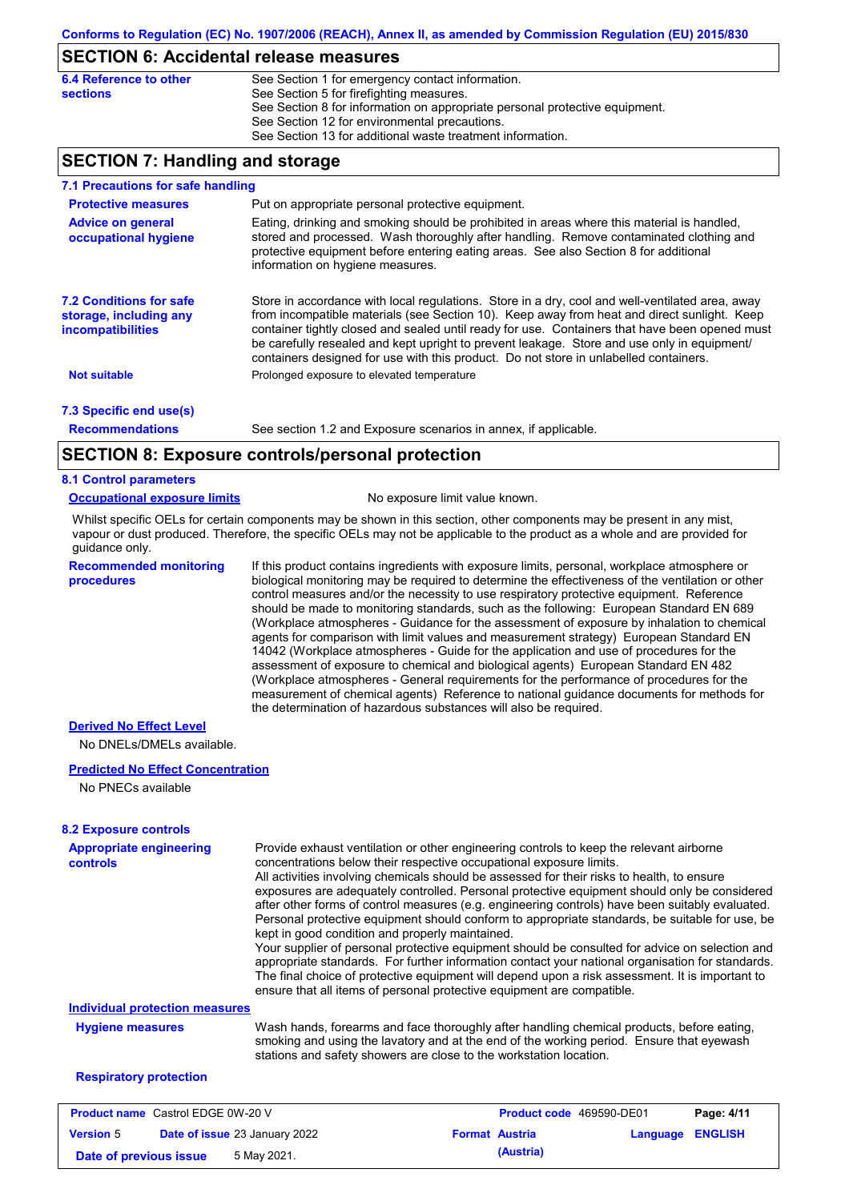## SECTION 6: Accidental release measures

**6.4 Reference to other sections**

See Section 1 for emergency contact information.
See Section 5 for firefighting measures.
See Section 8 for information on appropriate personal protective equipment.
See Section 12 for environmental precautions.
See Section 13 for additional waste treatment information.

## SECTION 7: Handling and storage

### 7.1 Precautions for safe handling

**Protective measures**

Put on appropriate personal protective equipment.

**Advice on general occupational hygiene**

Eating, drinking and smoking should be prohibited in areas where this material is handled, stored and processed. Wash thoroughly after handling. Remove contaminated clothing and protective equipment before entering eating areas. See also Section 8 for additional information on hygiene measures.

### 7.2 Conditions for safe storage, including any incompatibilities

Store in accordance with local regulations. Store in a dry, cool and well-ventilated area, away from incompatible materials (see Section 10). Keep away from heat and direct sunlight. Keep container tightly closed and sealed until ready for use. Containers that have been opened must be carefully resealed and kept upright to prevent leakage. Store and use only in equipment/ containers designed for use with this product. Do not store in unlabelled containers.

**Not suitable**

Prolonged exposure to elevated temperature

### 7.3 Specific end use(s)

**Recommendations**

See section 1.2 and Exposure scenarios in annex, if applicable.

## SECTION 8: Exposure controls/personal protection

### 8.1 Control parameters

**Occupational exposure limits**

No exposure limit value known.

Whilst specific OELs for certain components may be shown in this section, other components may be present in any mist, vapour or dust produced. Therefore, the specific OELs may not be applicable to the product as a whole and are provided for guidance only.

**Recommended monitoring procedures**

If this product contains ingredients with exposure limits, personal, workplace atmosphere or biological monitoring may be required to determine the effectiveness of the ventilation or other control measures and/or the necessity to use respiratory protective equipment. Reference should be made to monitoring standards, such as the following: European Standard EN 689 (Workplace atmospheres - Guidance for the assessment of exposure by inhalation to chemical agents for comparison with limit values and measurement strategy) European Standard EN 14042 (Workplace atmospheres - Guide for the application and use of procedures for the assessment of exposure to chemical and biological agents) European Standard EN 482 (Workplace atmospheres - General requirements for the performance of procedures for the measurement of chemical agents) Reference to national guidance documents for methods for the determination of hazardous substances will also be required.

**Derived No Effect Level**

No DNELs/DMELs available.

**Predicted No Effect Concentration**

No PNECs available

### 8.2 Exposure controls

**Appropriate engineering controls**

Provide exhaust ventilation or other engineering controls to keep the relevant airborne concentrations below their respective occupational exposure limits.
All activities involving chemicals should be assessed for their risks to health, to ensure exposures are adequately controlled. Personal protective equipment should only be considered after other forms of control measures (e.g. engineering controls) have been suitably evaluated. Personal protective equipment should conform to appropriate standards, be suitable for use, be kept in good condition and properly maintained.
Your supplier of personal protective equipment should be consulted for advice on selection and appropriate standards. For further information contact your national organisation for standards. The final choice of protective equipment will depend upon a risk assessment. It is important to ensure that all items of personal protective equipment are compatible.

**Individual protection measures**

**Hygiene measures**

Wash hands, forearms and face thoroughly after handling chemical products, before eating, smoking and using the lavatory and at the end of the working period. Ensure that eyewash stations and safety showers are close to the workstation location.

**Respiratory protection**

| **Product name** Castrol EDGE 0W-20 V | | **Product code** 469590-DE01 | **Page:** 4/11 |
|---|---|---|---|
| **Version** 5 | **Date of issue** 23 January 2022 | **Format** Austria (Austria) | **Language** ENGLISH |
| **Date of previous issue** | 5 May 2021. | | |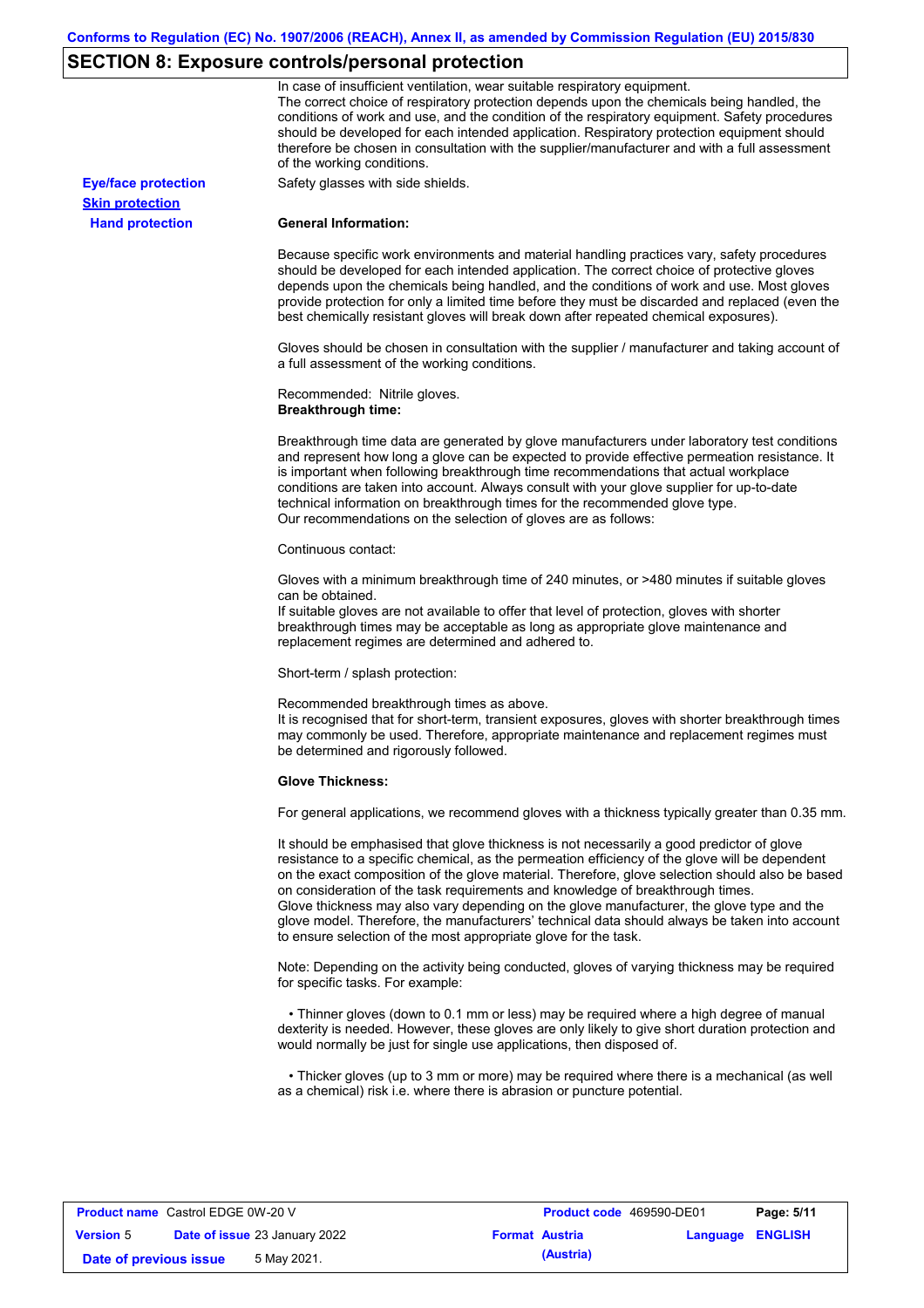## SECTION 8: Exposure controls/personal protection

In case of insufficient ventilation, wear suitable respiratory equipment.
The correct choice of respiratory protection depends upon the chemicals being handled, the conditions of work and use, and the condition of the respiratory equipment. Safety procedures should be developed for each intended application. Respiratory protection equipment should therefore be chosen in consultation with the supplier/manufacturer and with a full assessment of the working conditions.

**Eye/face protection**

Safety glasses with side shields.

**Skin protection**

**Hand protection**

**General Information:**

Because specific work environments and material handling practices vary, safety procedures should be developed for each intended application. The correct choice of protective gloves depends upon the chemicals being handled, and the conditions of work and use. Most gloves provide protection for only a limited time before they must be discarded and replaced (even the best chemically resistant gloves will break down after repeated chemical exposures).

Gloves should be chosen in consultation with the supplier / manufacturer and taking account of a full assessment of the working conditions.

Recommended: Nitrile gloves.
**Breakthrough time:**

Breakthrough time data are generated by glove manufacturers under laboratory test conditions and represent how long a glove can be expected to provide effective permeation resistance. It is important when following breakthrough time recommendations that actual workplace conditions are taken into account. Always consult with your glove supplier for up-to-date technical information on breakthrough times for the recommended glove type.
Our recommendations on the selection of gloves are as follows:

Continuous contact:

Gloves with a minimum breakthrough time of 240 minutes, or >480 minutes if suitable gloves can be obtained.
If suitable gloves are not available to offer that level of protection, gloves with shorter breakthrough times may be acceptable as long as appropriate glove maintenance and replacement regimes are determined and adhered to.

Short-term / splash protection:

Recommended breakthrough times as above.
It is recognised that for short-term, transient exposures, gloves with shorter breakthrough times may commonly be used. Therefore, appropriate maintenance and replacement regimes must be determined and rigorously followed.

**Glove Thickness:**

For general applications, we recommend gloves with a thickness typically greater than 0.35 mm.

It should be emphasised that glove thickness is not necessarily a good predictor of glove resistance to a specific chemical, as the permeation efficiency of the glove will be dependent on the exact composition of the glove material. Therefore, glove selection should also be based on consideration of the task requirements and knowledge of breakthrough times.
Glove thickness may also vary depending on the glove manufacturer, the glove type and the glove model. Therefore, the manufacturers' technical data should always be taken into account to ensure selection of the most appropriate glove for the task.

Note: Depending on the activity being conducted, gloves of varying thickness may be required for specific tasks. For example:

- Thinner gloves (down to 0.1 mm or less) may be required where a high degree of manual dexterity is needed. However, these gloves are only likely to give short duration protection and would normally be just for single use applications, then disposed of.

- Thicker gloves (up to 3 mm or more) may be required where there is a mechanical (as well as a chemical) risk i.e. where there is abrasion or puncture potential.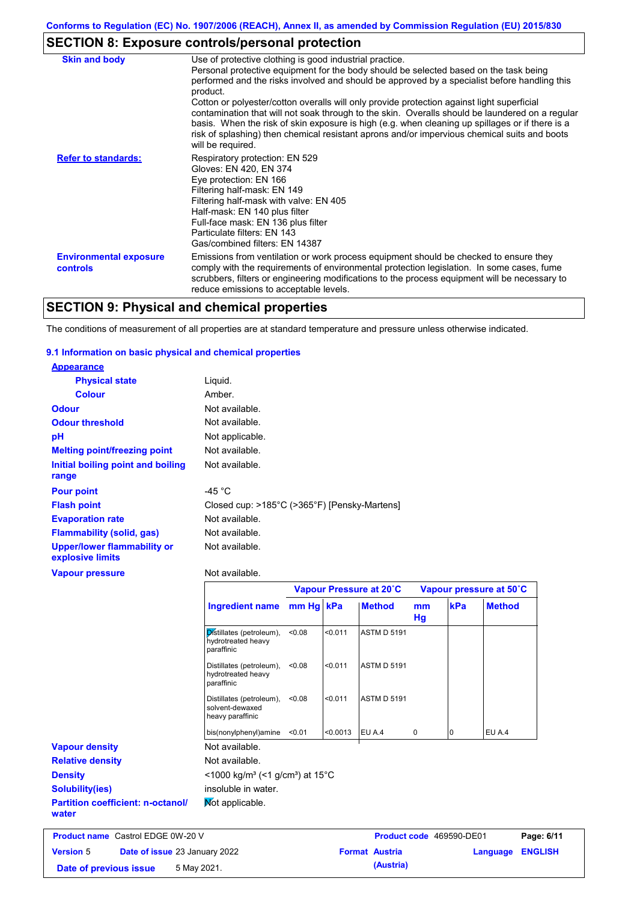Conforms to Regulation (EC) No. 1907/2006 (REACH), Annex II, as amended by Commission Regulation (EU) 2015/830

## SECTION 8: Exposure controls/personal protection

| | |
|---|---|
| **Skin and body** | Use of protective clothing is good industrial practice. Personal protective equipment for the body should be selected based on the task being performed and the risks involved and should be approved by a specialist before handling this product. Cotton or polyester/cotton overalls will only provide protection against light superficial contamination that will not soak through to the skin. Overalls should be laundered on a regular basis. When the risk of skin exposure is high (e.g. when cleaning up spillages or if there is a risk of splashing) then chemical resistant aprons and/or impervious chemical suits and boots will be required. |
| **Refer to standards:** | Respiratory protection: EN 529<br>Gloves: EN 420, EN 374<br>Eye protection: EN 166<br>Filtering half-mask: EN 149<br>Filtering half-mask with valve: EN 405<br>Half-mask: EN 140 plus filter<br>Full-face mask: EN 136 plus filter<br>Particulate filters: EN 143<br>Gas/combined filters: EN 14387 |
| **Environmental exposure controls** | Emissions from ventilation or work process equipment should be checked to ensure they comply with the requirements of environmental protection legislation. In some cases, fume scrubbers, filters or engineering modifications to the process equipment will be necessary to reduce emissions to acceptable levels. |

## SECTION 9: Physical and chemical properties

The conditions of measurement of all properties are at standard temperature and pressure unless otherwise indicated.

### 9.1 Information on basic physical and chemical properties

**Appearance**

| | |
|---|---|
| **Physical state** | Liquid. |
| **Colour** | Amber. |
| **Odour** | Not available. |
| **Odour threshold** | Not available. |
| **pH** | Not applicable. |
| **Melting point/freezing point** | Not available. |
| **Initial boiling point and boiling range** | Not available. |
| **Pour point** | -45 °C |
| **Flash point** | Closed cup: >185°C (>365°F) [Pensky-Martens] |
| **Evaporation rate** | Not available. |
| **Flammability (solid, gas)** | Not available. |
| **Upper/lower flammability or explosive limits** | Not available. |
| **Vapour pressure** | Not available. |

| | Vapour Pressure at 20˚C | | | Vapour pressure at 50˚C | | |
|---|---|---|---|---|---|---|
| **Ingredient name** | **mm Hg** | **kPa** | **Method** | **mm Hg** | **kPa** | **Method** |
| Distillates (petroleum), hydrotreated heavy paraffinic | <0.08 | <0.011 | ASTM D 5191 | | | |
| Distillates (petroleum), hydrotreated heavy paraffinic | <0.08 | <0.011 | ASTM D 5191 | | | |
| Distillates (petroleum), solvent-dewaxed heavy paraffinic | <0.08 | <0.011 | ASTM D 5191 | | | |
| bis(nonylphenyl)amine | <0.01 | <0.0013 | EU A.4 | 0 | 0 | EU A.4 |

| | |
|---|---|
| **Vapour density** | Not available. |
| **Relative density** | Not available. |
| **Density** | <1000 kg/m³ (<1 g/cm³) at 15°C |
| **Solubility(ies)** | insoluble in water. |
| **Partition coefficient: n-octanol/water** | Not applicable. |

| | | | |
|---|---|---|---|
| **Product name** Castrol EDGE 0W-20 V | | **Product code** 469590-DE01 | |
| **Version** 5 | **Date of issue** 23 January 2022 | **Format** Austria (Austria) | **Language** ENGLISH |
| **Date of previous issue** 5 May 2021. | | | |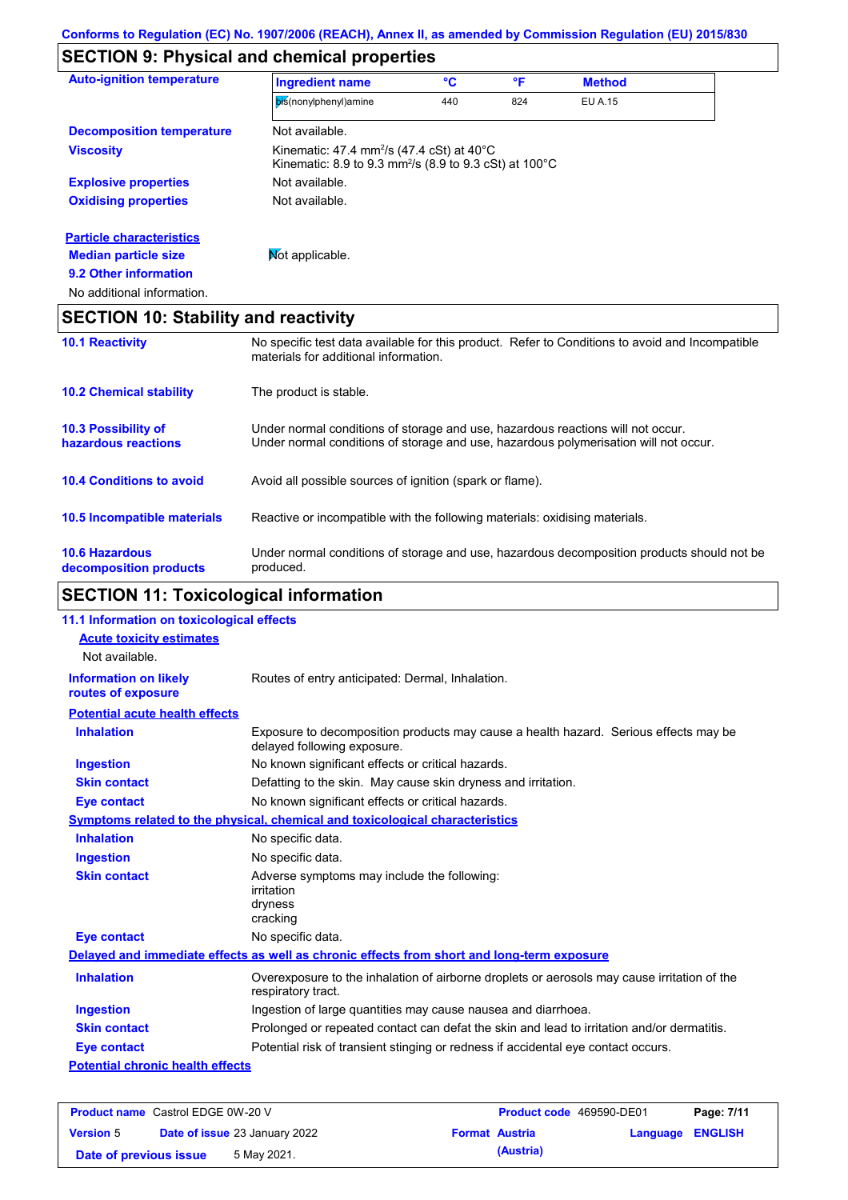## SECTION 9: Physical and chemical properties

**Auto-ignition temperature**

| Ingredient name | °C | °F | Method |
|---|---|---|---|
| bis(nonylphenyl)amine | 440 | 824 | EU A.15 |

**Decomposition temperature** Not available.

**Viscosity** Kinematic: 47.4 mm²/s (47.4 cSt) at 40°C
Kinematic: 8.9 to 9.3 mm²/s (8.9 to 9.3 cSt) at 100°C

**Explosive properties** Not available.

**Oxidising properties** Not available.

**Particle characteristics**

**Median particle size** Not applicable.

**9.2 Other information**

No additional information.

## SECTION 10: Stability and reactivity

**10.1 Reactivity** No specific test data available for this product. Refer to Conditions to avoid and Incompatible materials for additional information.

**10.2 Chemical stability** The product is stable.

**10.3 Possibility of hazardous reactions** Under normal conditions of storage and use, hazardous reactions will not occur.
Under normal conditions of storage and use, hazardous polymerisation will not occur.

**10.4 Conditions to avoid** Avoid all possible sources of ignition (spark or flame).

**10.5 Incompatible materials** Reactive or incompatible with the following materials: oxidising materials.

**10.6 Hazardous decomposition products** Under normal conditions of storage and use, hazardous decomposition products should not be produced.

## SECTION 11: Toxicological information

**11.1 Information on toxicological effects**

**Acute toxicity estimates**

Not available.

**Information on likely routes of exposure** Routes of entry anticipated: Dermal, Inhalation.

**Potential acute health effects**

**Inhalation** Exposure to decomposition products may cause a health hazard. Serious effects may be delayed following exposure.

**Ingestion** No known significant effects or critical hazards.

**Skin contact** Defatting to the skin. May cause skin dryness and irritation.

**Eye contact** No known significant effects or critical hazards.

**Symptoms related to the physical, chemical and toxicological characteristics**

**Inhalation** No specific data.

**Ingestion** No specific data.

**Skin contact** Adverse symptoms may include the following:
irritation
dryness
cracking

**Eye contact** No specific data.

**Delayed and immediate effects as well as chronic effects from short and long-term exposure**

**Inhalation** Overexposure to the inhalation of airborne droplets or aerosols may cause irritation of the respiratory tract.

**Ingestion** Ingestion of large quantities may cause nausea and diarrhoea.

**Skin contact** Prolonged or repeated contact can defat the skin and lead to irritation and/or dermatitis.

**Eye contact** Potential risk of transient stinging or redness if accidental eye contact occurs.

**Potential chronic health effects**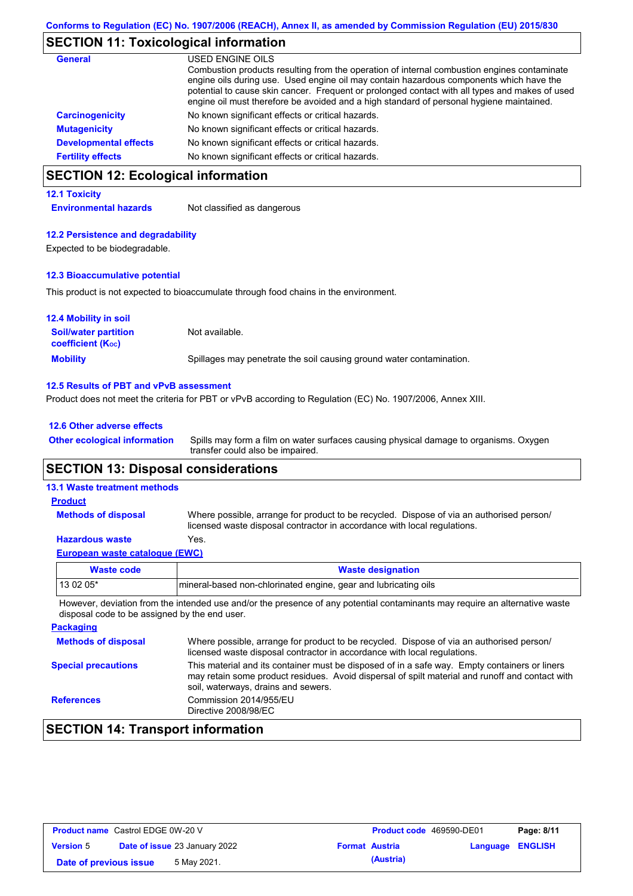## SECTION 11: Toxicological information

**General**

USED ENGINE OILS

Combustion products resulting from the operation of internal combustion engines contaminate engine oils during use. Used engine oil may contain hazardous components which have the potential to cause skin cancer. Frequent or prolonged contact with all types and makes of used engine oil must therefore be avoided and a high standard of personal hygiene maintained.

**Carcinogenicity** No known significant effects or critical hazards.

**Mutagenicity** No known significant effects or critical hazards.

**Developmental effects** No known significant effects or critical hazards.

**Fertility effects** No known significant effects or critical hazards.

## SECTION 12: Ecological information

### 12.1 Toxicity

**Environmental hazards** Not classified as dangerous

### 12.2 Persistence and degradability

Expected to be biodegradable.

### 12.3 Bioaccumulative potential

This product is not expected to bioaccumulate through food chains in the environment.

### 12.4 Mobility in soil

**Soil/water partition coefficient ($K_{OC}$)** Not available.

**Mobility** Spillages may penetrate the soil causing ground water contamination.

### 12.5 Results of PBT and vPvB assessment

Product does not meet the criteria for PBT or vPvB according to Regulation (EC) No. 1907/2006, Annex XIII.

### 12.6 Other adverse effects

**Other ecological information** Spills may form a film on water surfaces causing physical damage to organisms. Oxygen transfer could also be impaired.

## SECTION 13: Disposal considerations

### 13.1 Waste treatment methods

**Product**

**Methods of disposal** Where possible, arrange for product to be recycled. Dispose of via an authorised person/ licensed waste disposal contractor in accordance with local regulations.

**Hazardous waste** Yes.

**European waste catalogue (EWC)**

| Waste code | Waste designation |
|---|---|
| 13 02 05* | mineral-based non-chlorinated engine, gear and lubricating oils |

However, deviation from the intended use and/or the presence of any potential contaminants may require an alternative waste disposal code to be assigned by the end user.

**Packaging**

**Methods of disposal** Where possible, arrange for product to be recycled. Dispose of via an authorised person/ licensed waste disposal contractor in accordance with local regulations.

**Special precautions** This material and its container must be disposed of in a safe way. Empty containers or liners may retain some product residues. Avoid dispersal of spilt material and runoff and contact with soil, waterways, drains and sewers.

**References** Commission 2014/955/EU
Directive 2008/98/EC

## SECTION 14: Transport information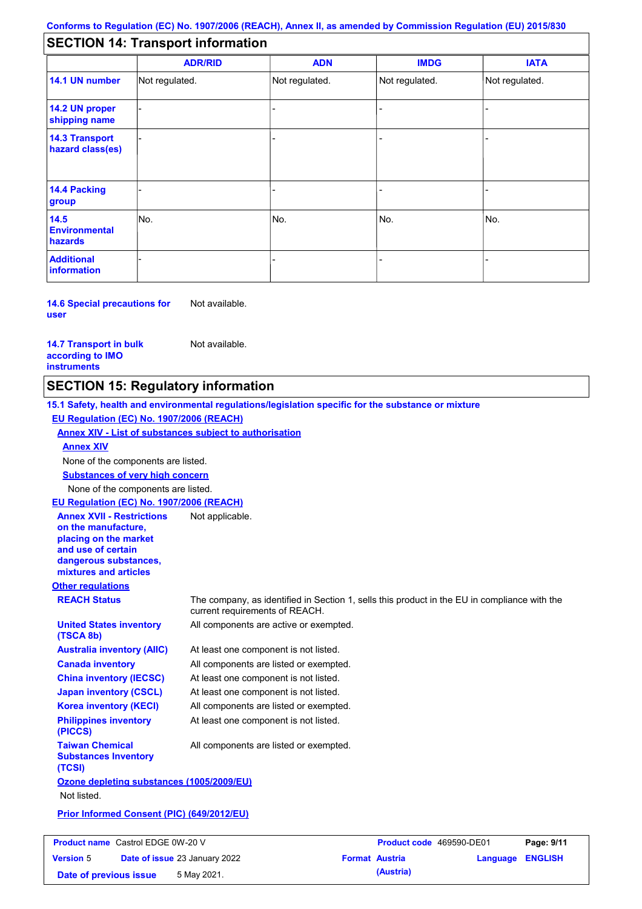## SECTION 14: Transport information

| | ADR/RID | ADN | IMDG | IATA |
|---|---|---|---|---|
| **14.1 UN number** | Not regulated. | Not regulated. | Not regulated. | Not regulated. |
| **14.2 UN proper shipping name** | - | - | - | - |
| **14.3 Transport hazard class(es)** | - | - | - | - |
| **14.4 Packing group** | - | - | - | - |
| **14.5 Environmental hazards** | No. | No. | No. | No. |
| **Additional information** | - | - | - | - |

**14.6 Special precautions for user** Not available.

**14.7 Transport in bulk according to IMO instruments** Not available.

## SECTION 15: Regulatory information

**15.1 Safety, health and environmental regulations/legislation specific for the substance or mixture**

**EU Regulation (EC) No. 1907/2006 (REACH)**

**Annex XIV - List of substances subject to authorisation**

**Annex XIV**

None of the components are listed.

**Substances of very high concern**

None of the components are listed.

**EU Regulation (EC) No. 1907/2006 (REACH)**

**Annex XVII - Restrictions on the manufacture, placing on the market and use of certain dangerous substances, mixtures and articles** Not applicable.

**Other regulations**

**REACH Status** The company, as identified in Section 1, sells this product in the EU in compliance with the current requirements of REACH.

**United States inventory (TSCA 8b)** All components are active or exempted.

**Australia inventory (AIIC)** At least one component is not listed.

**Canada inventory** All components are listed or exempted.

**China inventory (IECSC)** At least one component is not listed.

**Japan inventory (CSCL)** At least one component is not listed.

**Korea inventory (KECI)** All components are listed or exempted.

**Philippines inventory (PICCS)** At least one component is not listed.

**Taiwan Chemical Substances Inventory (TCSI)** All components are listed or exempted.

**Ozone depleting substances (1005/2009/EU)**

Not listed.

**Prior Informed Consent (PIC) (649/2012/EU)**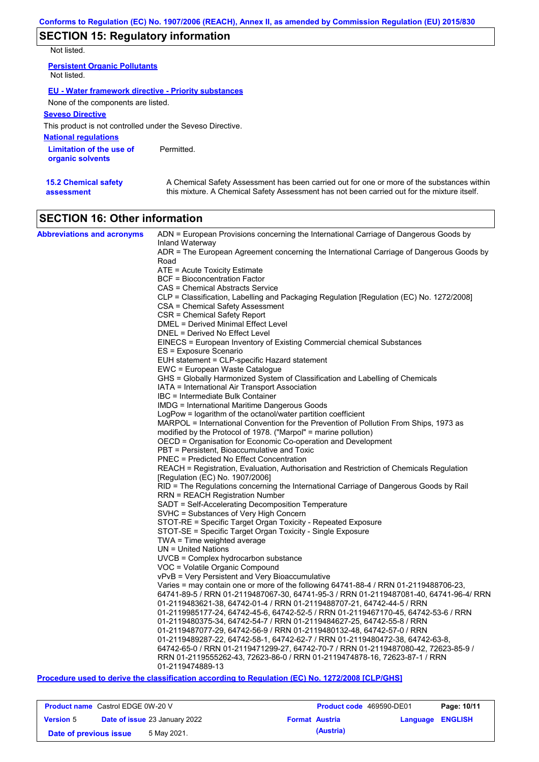## SECTION 15: Regulatory information

Not listed.

**Persistent Organic Pollutants**

Not listed.

**EU - Water framework directive - Priority substances**

None of the components are listed.

**Seveso Directive**

This product is not controlled under the Seveso Directive.

**National regulations**

| | |
|---|---|
| **Limitation of the use of organic solvents** | Permitted. |
| **15.2 Chemical safety assessment** | A Chemical Safety Assessment has been carried out for one or more of the substances within this mixture. A Chemical Safety Assessment has not been carried out for the mixture itself. |

## SECTION 16: Other information

**Abbreviations and acronyms**

ADN = European Provisions concerning the International Carriage of Dangerous Goods by Inland Waterway
ADR = The European Agreement concerning the International Carriage of Dangerous Goods by Road
ATE = Acute Toxicity Estimate
BCF = Bioconcentration Factor
CAS = Chemical Abstracts Service
CLP = Classification, Labelling and Packaging Regulation [Regulation (EC) No. 1272/2008]
CSA = Chemical Safety Assessment
CSR = Chemical Safety Report
DMEL = Derived Minimal Effect Level
DNEL = Derived No Effect Level
EINECS = European Inventory of Existing Commercial chemical Substances
ES = Exposure Scenario
EUH statement = CLP-specific Hazard statement
EWC = European Waste Catalogue
GHS = Globally Harmonized System of Classification and Labelling of Chemicals
IATA = International Air Transport Association
IBC = Intermediate Bulk Container
IMDG = International Maritime Dangerous Goods
LogPow = logarithm of the octanol/water partition coefficient
MARPOL = International Convention for the Prevention of Pollution From Ships, 1973 as modified by the Protocol of 1978. ("Marpol" = marine pollution)
OECD = Organisation for Economic Co-operation and Development
PBT = Persistent, Bioaccumulative and Toxic
PNEC = Predicted No Effect Concentration
REACH = Registration, Evaluation, Authorisation and Restriction of Chemicals Regulation [Regulation (EC) No. 1907/2006]
RID = The Regulations concerning the International Carriage of Dangerous Goods by Rail
RRN = REACH Registration Number
SADT = Self-Accelerating Decomposition Temperature
SVHC = Substances of Very High Concern
STOT-RE = Specific Target Organ Toxicity - Repeated Exposure
STOT-SE = Specific Target Organ Toxicity - Single Exposure
TWA = Time weighted average
UN = United Nations
UVCB = Complex hydrocarbon substance
VOC = Volatile Organic Compound
vPvB = Very Persistent and Very Bioaccumulative
Varies = may contain one or more of the following 64741-88-4 / RRN 01-2119488706-23, 64741-89-5 / RRN 01-2119487067-30, 64741-95-3 / RRN 01-2119487081-40, 64741-96-4/ RRN 01-2119483621-38, 64742-01-4 / RRN 01-2119488707-21, 64742-44-5 / RRN 01-2119985177-24, 64742-45-6, 64742-52-5 / RRN 01-2119467170-45, 64742-53-6 / RRN 01-2119480375-34, 64742-54-7 / RRN 01-2119484627-25, 64742-55-8 / RRN 01-2119487077-29, 64742-56-9 / RRN 01-2119480132-48, 64742-57-0 / RRN 01-2119489287-22, 64742-58-1, 64742-62-7 / RRN 01-2119480472-38, 64742-63-8, 64742-65-0 / RRN 01-2119471299-27, 64742-70-7 / RRN 01-2119487080-42, 72623-85-9 / RRN 01-2119555262-43, 72623-86-0 / RRN 01-2119474878-16, 72623-87-1 / RRN 01-2119474889-13

**Procedure used to derive the classification according to Regulation (EC) No. 1272/2008 [CLP/GHS]**

| | | | |
|---|---|---|---|
| **Product name** Castrol EDGE 0W-20 V | | **Product code** 469590-DE01 | |
| **Version** 5 | **Date of issue** 23 January 2022 | **Format** Austria (Austria) | **Language** ENGLISH |
| **Date of previous issue** | 5 May 2021. | | |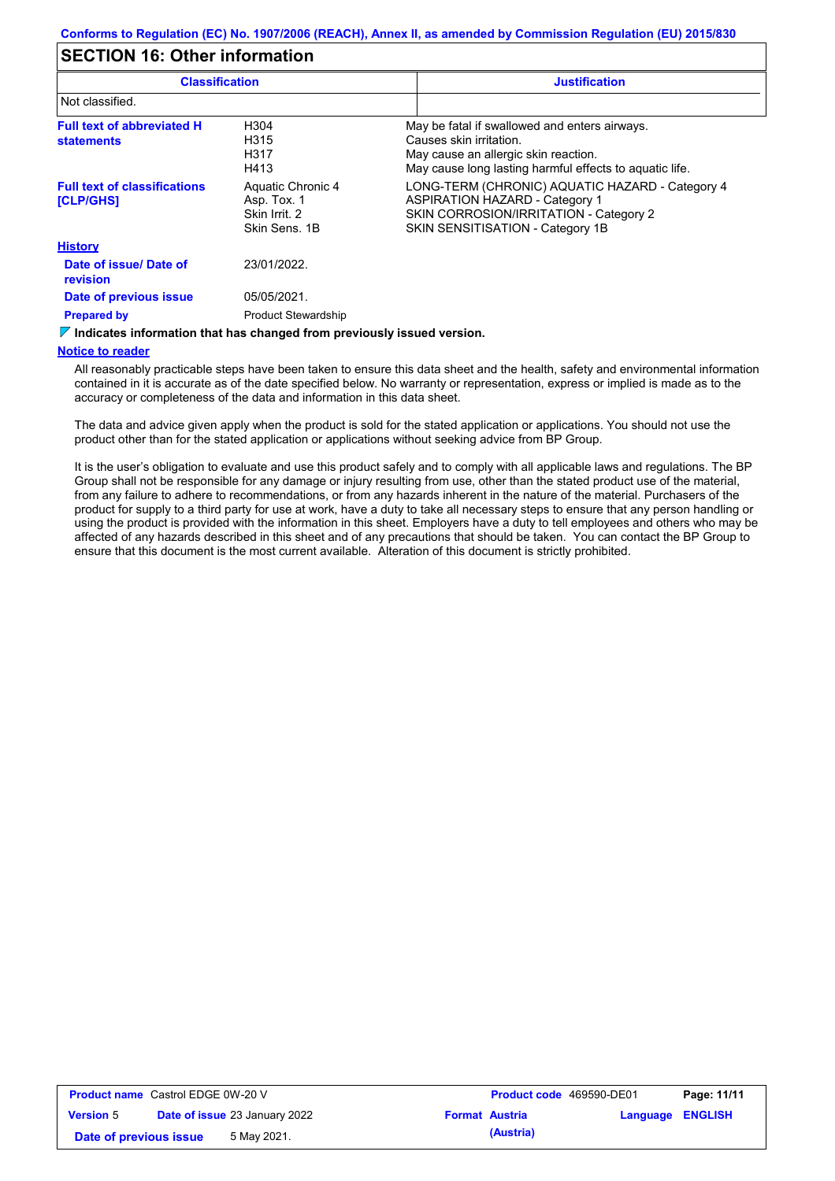## SECTION 16: Other information

| Classification | Justification |
| --- | --- |
| Not classified. | |

**Full text of abbreviated H statements**

| | |
| --- | --- |
| H304 | May be fatal if swallowed and enters airways. |
| H315 | Causes skin irritation. |
| H317 | May cause an allergic skin reaction. |
| H413 | May cause long lasting harmful effects to aquatic life. |

**Full text of classifications [CLP/GHS]**

| | |
| --- | --- |
| Aquatic Chronic 4 | LONG-TERM (CHRONIC) AQUATIC HAZARD - Category 4 |
| Asp. Tox. 1 | ASPIRATION HAZARD - Category 1 |
| Skin Irrit. 2 | SKIN CORROSION/IRRITATION - Category 2 |
| Skin Sens. 1B | SKIN SENSITISATION - Category 1B |

**History**

**Date of issue/ Date of revision** 23/01/2022.

**Date of previous issue** 05/05/2021.

**Prepared by** Product Stewardship

**Indicates information that has changed from previously issued version.**

**Notice to reader**

All reasonably practicable steps have been taken to ensure this data sheet and the health, safety and environmental information contained in it is accurate as of the date specified below. No warranty or representation, express or implied is made as to the accuracy or completeness of the data and information in this data sheet.

The data and advice given apply when the product is sold for the stated application or applications. You should not use the product other than for the stated application or applications without seeking advice from BP Group.

It is the user's obligation to evaluate and use this product safely and to comply with all applicable laws and regulations. The BP Group shall not be responsible for any damage or injury resulting from use, other than the stated product use of the material, from any failure to adhere to recommendations, or from any hazards inherent in the nature of the material. Purchasers of the product for supply to a third party for use at work, have a duty to take all necessary steps to ensure that any person handling or using the product is provided with the information in this sheet. Employers have a duty to tell employees and others who may be affected of any hazards described in this sheet and of any precautions that should be taken. You can contact the BP Group to ensure that this document is the most current available. Alteration of this document is strictly prohibited.